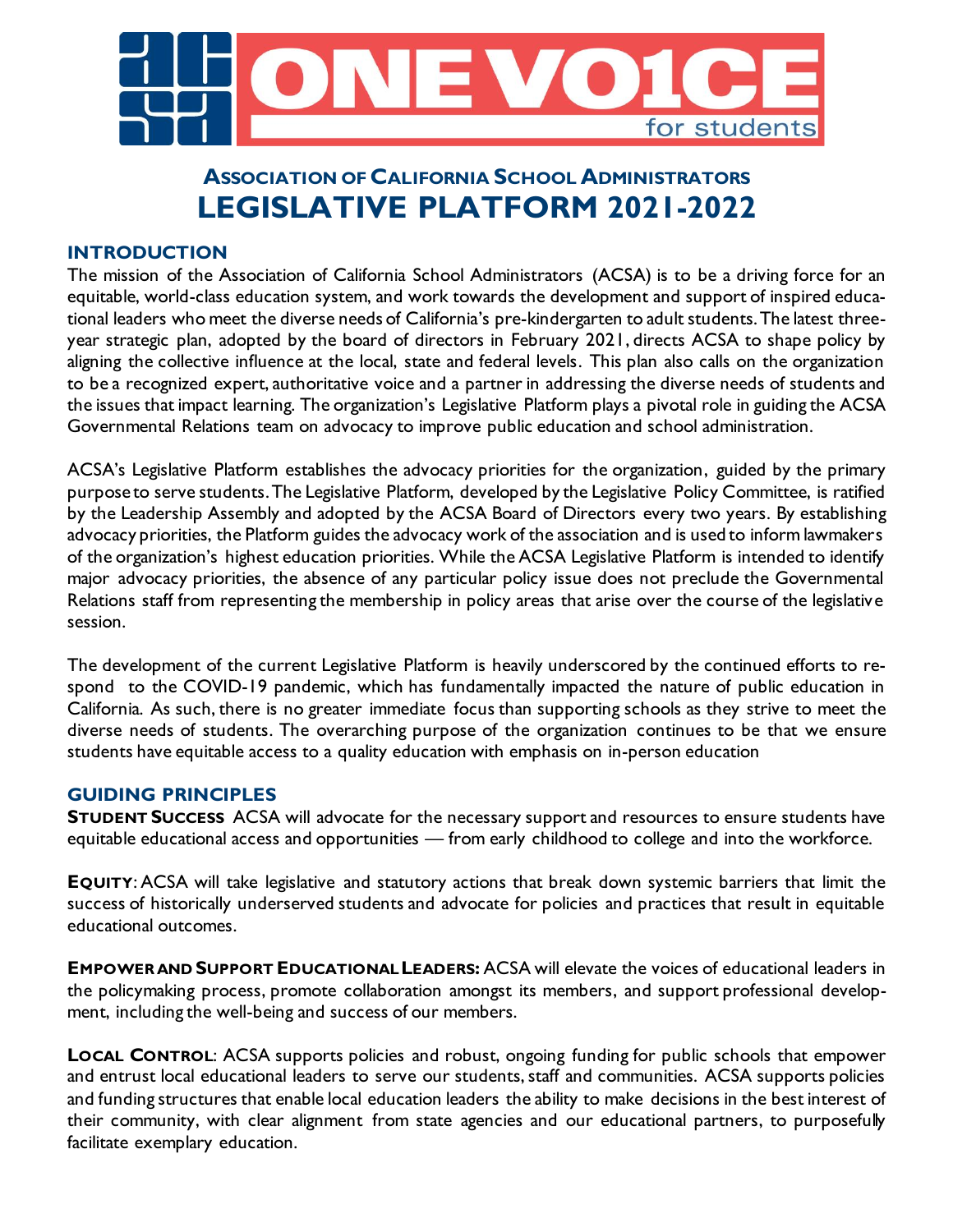# ONE VO1CE for students

## ASSOCIATION OF CALIFORNIA SCHOOL ADMINISTRATORS
# LEGISLATIVE PLATFORM 2021-2022

## INTRODUCTION

The mission of the Association of California School Administrators (ACSA) is to be a driving force for an equitable, world-class education system, and work towards the development and support of inspired educational leaders who meet the diverse needs of California's pre-kindergarten to adult students. The latest three-year strategic plan, adopted by the board of directors in February 2021, directs ACSA to shape policy by aligning the collective influence at the local, state and federal levels. This plan also calls on the organization to be a recognized expert, authoritative voice and a partner in addressing the diverse needs of students and the issues that impact learning. The organization's Legislative Platform plays a pivotal role in guiding the ACSA Governmental Relations team on advocacy to improve public education and school administration.

ACSA's Legislative Platform establishes the advocacy priorities for the organization, guided by the primary purpose to serve students. The Legislative Platform, developed by the Legislative Policy Committee, is ratified by the Leadership Assembly and adopted by the ACSA Board of Directors every two years. By establishing advocacy priorities, the Platform guides the advocacy work of the association and is used to inform lawmakers of the organization's highest education priorities. While the ACSA Legislative Platform is intended to identify major advocacy priorities, the absence of any particular policy issue does not preclude the Governmental Relations staff from representing the membership in policy areas that arise over the course of the legislative session.

The development of the current Legislative Platform is heavily underscored by the continued efforts to respond to the COVID-19 pandemic, which has fundamentally impacted the nature of public education in California. As such, there is no greater immediate focus than supporting schools as they strive to meet the diverse needs of students. The overarching purpose of the organization continues to be that we ensure students have equitable access to a quality education with emphasis on in-person education

## GUIDING PRINCIPLES

**STUDENT SUCCESS** ACSA will advocate for the necessary support and resources to ensure students have equitable educational access and opportunities — from early childhood to college and into the workforce.

**EQUITY**: ACSA will take legislative and statutory actions that break down systemic barriers that limit the success of historically underserved students and advocate for policies and practices that result in equitable educational outcomes.

**EMPOWER AND SUPPORT EDUCATIONAL LEADERS:** ACSA will elevate the voices of educational leaders in the policymaking process, promote collaboration amongst its members, and support professional development, including the well-being and success of our members.

**LOCAL CONTROL**: ACSA supports policies and robust, ongoing funding for public schools that empower and entrust local educational leaders to serve our students, staff and communities. ACSA supports policies and funding structures that enable local education leaders the ability to make decisions in the best interest of their community, with clear alignment from state agencies and our educational partners, to purposefully facilitate exemplary education.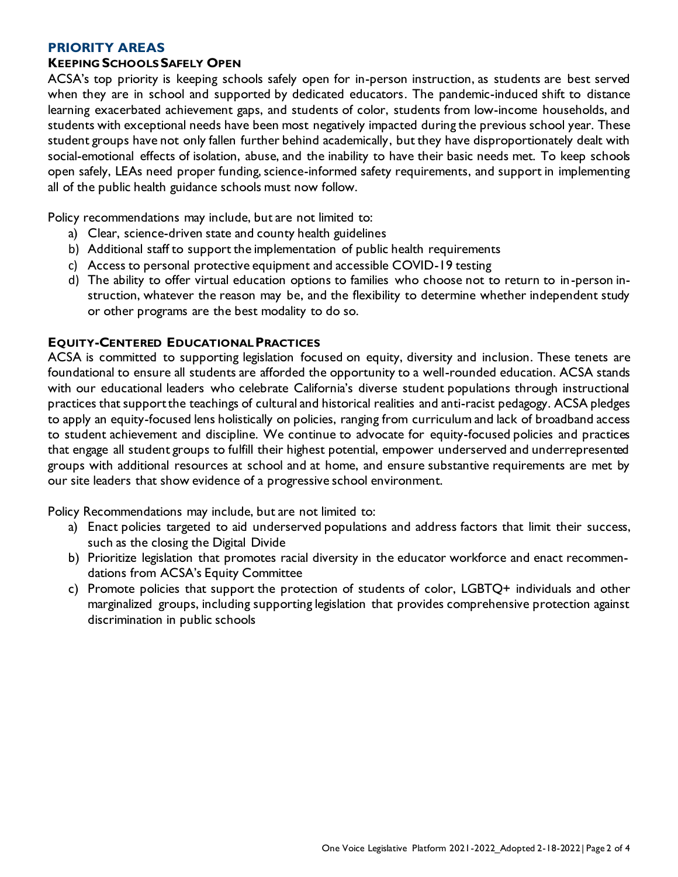## PRIORITY AREAS

### KEEPING SCHOOLS SAFELY OPEN

ACSA's top priority is keeping schools safely open for in-person instruction, as students are best served when they are in school and supported by dedicated educators. The pandemic-induced shift to distance learning exacerbated achievement gaps, and students of color, students from low-income households, and students with exceptional needs have been most negatively impacted during the previous school year. These student groups have not only fallen further behind academically, but they have disproportionately dealt with social-emotional effects of isolation, abuse, and the inability to have their basic needs met. To keep schools open safely, LEAs need proper funding, science-informed safety requirements, and support in implementing all of the public health guidance schools must now follow.

Policy recommendations may include, but are not limited to:

a) Clear, science-driven state and county health guidelines
b) Additional staff to support the implementation of public health requirements
c) Access to personal protective equipment and accessible COVID-19 testing
d) The ability to offer virtual education options to families who choose not to return to in-person instruction, whatever the reason may be, and the flexibility to determine whether independent study or other programs are the best modality to do so.

### EQUITY-CENTERED EDUCATIONAL PRACTICES

ACSA is committed to supporting legislation focused on equity, diversity and inclusion. These tenets are foundational to ensure all students are afforded the opportunity to a well-rounded education. ACSA stands with our educational leaders who celebrate California's diverse student populations through instructional practices that support the teachings of cultural and historical realities and anti-racist pedagogy. ACSA pledges to apply an equity-focused lens holistically on policies, ranging from curriculum and lack of broadband access to student achievement and discipline. We continue to advocate for equity-focused policies and practices that engage all student groups to fulfill their highest potential, empower underserved and underrepresented groups with additional resources at school and at home, and ensure substantive requirements are met by our site leaders that show evidence of a progressive school environment.

Policy Recommendations may include, but are not limited to:

a) Enact policies targeted to aid underserved populations and address factors that limit their success, such as the closing the Digital Divide
b) Prioritize legislation that promotes racial diversity in the educator workforce and enact recommendations from ACSA's Equity Committee
c) Promote policies that support the protection of students of color, LGBTQ+ individuals and other marginalized groups, including supporting legislation that provides comprehensive protection against discrimination in public schools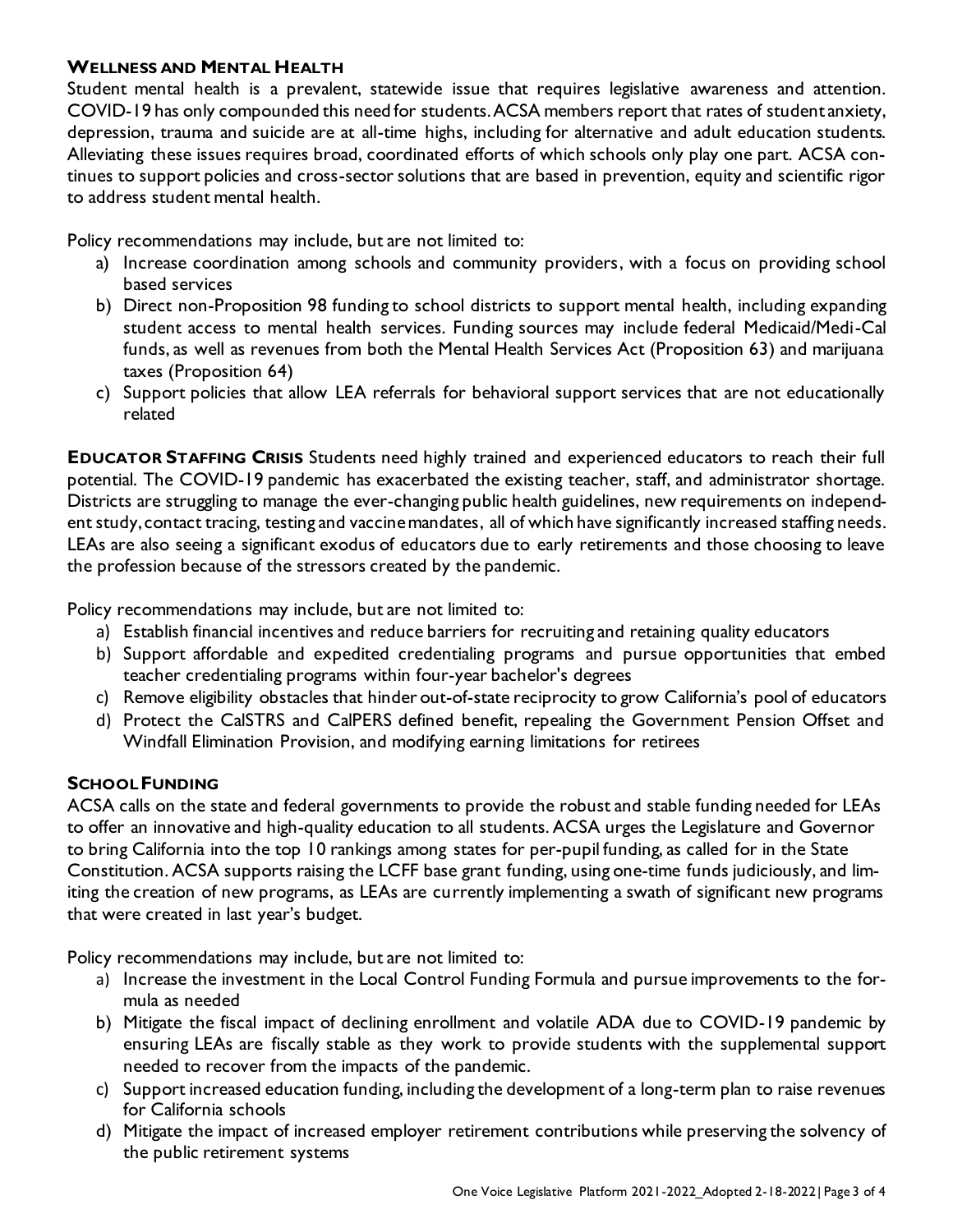### WELLNESS AND MENTAL HEALTH

Student mental health is a prevalent, statewide issue that requires legislative awareness and attention. COVID-19 has only compounded this need for students. ACSA members report that rates of student anxiety, depression, trauma and suicide are at all-time highs, including for alternative and adult education students. Alleviating these issues requires broad, coordinated efforts of which schools only play one part. ACSA continues to support policies and cross-sector solutions that are based in prevention, equity and scientific rigor to address student mental health.

Policy recommendations may include, but are not limited to:

a) Increase coordination among schools and community providers, with a focus on providing school based services
b) Direct non-Proposition 98 funding to school districts to support mental health, including expanding student access to mental health services. Funding sources may include federal Medicaid/Medi-Cal funds, as well as revenues from both the Mental Health Services Act (Proposition 63) and marijuana taxes (Proposition 64)
c) Support policies that allow LEA referrals for behavioral support services that are not educationally related

**EDUCATOR STAFFING CRISIS** Students need highly trained and experienced educators to reach their full potential. The COVID-19 pandemic has exacerbated the existing teacher, staff, and administrator shortage. Districts are struggling to manage the ever-changing public health guidelines, new requirements on independent study, contact tracing, testing and vaccine mandates, all of which have significantly increased staffing needs. LEAs are also seeing a significant exodus of educators due to early retirements and those choosing to leave the profession because of the stressors created by the pandemic.

Policy recommendations may include, but are not limited to:

a) Establish financial incentives and reduce barriers for recruiting and retaining quality educators
b) Support affordable and expedited credentialing programs and pursue opportunities that embed teacher credentialing programs within four-year bachelor's degrees
c) Remove eligibility obstacles that hinder out-of-state reciprocity to grow California's pool of educators
d) Protect the CalSTRS and CalPERS defined benefit, repealing the Government Pension Offset and Windfall Elimination Provision, and modifying earning limitations for retirees

### SCHOOL FUNDING

ACSA calls on the state and federal governments to provide the robust and stable funding needed for LEAs to offer an innovative and high-quality education to all students. ACSA urges the Legislature and Governor to bring California into the top 10 rankings among states for per-pupil funding, as called for in the State Constitution. ACSA supports raising the LCFF base grant funding, using one-time funds judiciously, and limiting the creation of new programs, as LEAs are currently implementing a swath of significant new programs that were created in last year's budget.

Policy recommendations may include, but are not limited to:

a) Increase the investment in the Local Control Funding Formula and pursue improvements to the formula as needed
b) Mitigate the fiscal impact of declining enrollment and volatile ADA due to COVID-19 pandemic by ensuring LEAs are fiscally stable as they work to provide students with the supplemental support needed to recover from the impacts of the pandemic.
c) Support increased education funding, including the development of a long-term plan to raise revenues for California schools
d) Mitigate the impact of increased employer retirement contributions while preserving the solvency of the public retirement systems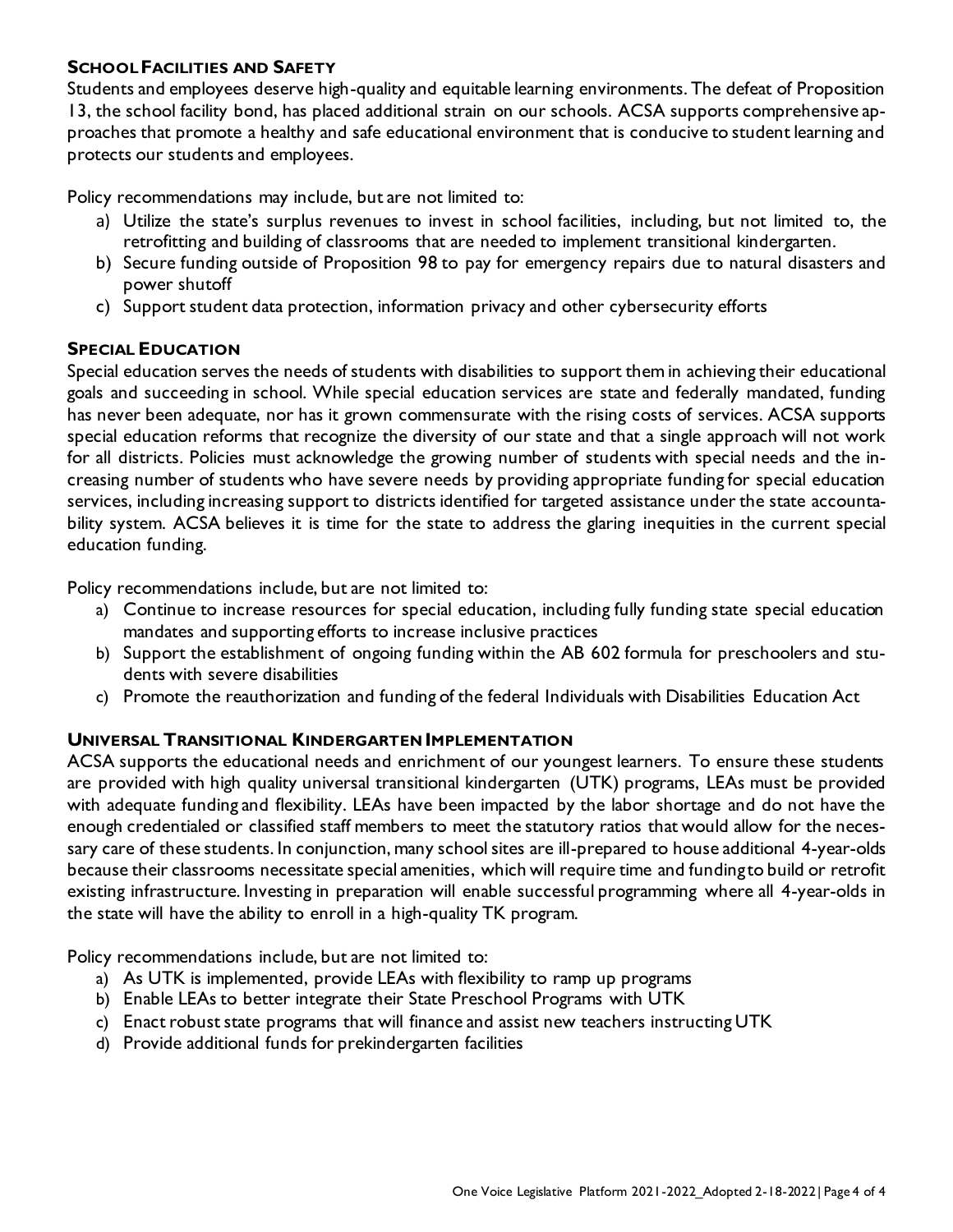### School Facilities and Safety

Students and employees deserve high-quality and equitable learning environments. The defeat of Proposition 13, the school facility bond, has placed additional strain on our schools. ACSA supports comprehensive approaches that promote a healthy and safe educational environment that is conducive to student learning and protects our students and employees.

Policy recommendations may include, but are not limited to:

a) Utilize the state's surplus revenues to invest in school facilities, including, but not limited to, the retrofitting and building of classrooms that are needed to implement transitional kindergarten.
b) Secure funding outside of Proposition 98 to pay for emergency repairs due to natural disasters and power shutoff
c) Support student data protection, information privacy and other cybersecurity efforts

### Special Education

Special education serves the needs of students with disabilities to support them in achieving their educational goals and succeeding in school. While special education services are state and federally mandated, funding has never been adequate, nor has it grown commensurate with the rising costs of services. ACSA supports special education reforms that recognize the diversity of our state and that a single approach will not work for all districts. Policies must acknowledge the growing number of students with special needs and the increasing number of students who have severe needs by providing appropriate funding for special education services, including increasing support to districts identified for targeted assistance under the state accountability system. ACSA believes it is time for the state to address the glaring inequities in the current special education funding.

Policy recommendations include, but are not limited to:

a) Continue to increase resources for special education, including fully funding state special education mandates and supporting efforts to increase inclusive practices
b) Support the establishment of ongoing funding within the AB 602 formula for preschoolers and students with severe disabilities
c) Promote the reauthorization and funding of the federal Individuals with Disabilities Education Act

### Universal Transitional Kindergarten Implementation

ACSA supports the educational needs and enrichment of our youngest learners. To ensure these students are provided with high quality universal transitional kindergarten (UTK) programs, LEAs must be provided with adequate funding and flexibility. LEAs have been impacted by the labor shortage and do not have the enough credentialed or classified staff members to meet the statutory ratios that would allow for the necessary care of these students. In conjunction, many school sites are ill-prepared to house additional 4-year-olds because their classrooms necessitate special amenities, which will require time and funding to build or retrofit existing infrastructure. Investing in preparation will enable successful programming where all 4-year-olds in the state will have the ability to enroll in a high-quality TK program.

Policy recommendations include, but are not limited to:

a) As UTK is implemented, provide LEAs with flexibility to ramp up programs
b) Enable LEAs to better integrate their State Preschool Programs with UTK
c) Enact robust state programs that will finance and assist new teachers instructing UTK
d) Provide additional funds for prekindergarten facilities